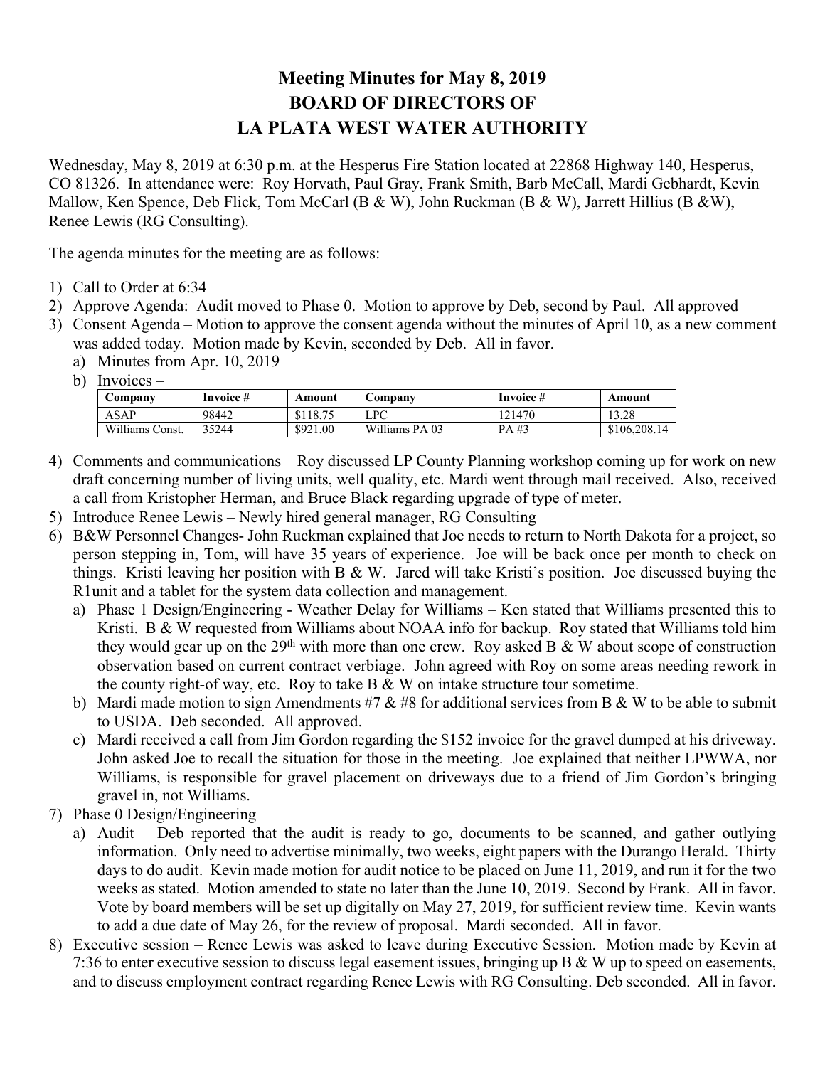# Meeting Minutes for May 8, 2019
# BOARD OF DIRECTORS OF
# LA PLATA WEST WATER AUTHORITY

Wednesday, May 8, 2019 at 6:30 p.m. at the Hesperus Fire Station located at 22868 Highway 140, Hesperus, CO 81326. In attendance were: Roy Horvath, Paul Gray, Frank Smith, Barb McCall, Mardi Gebhardt, Kevin Mallow, Ken Spence, Deb Flick, Tom McCarl (B & W), John Ruckman (B & W), Jarrett Hillius (B &W), Renee Lewis (RG Consulting).

The agenda minutes for the meeting are as follows:

1) Call to Order at 6:34
2) Approve Agenda: Audit moved to Phase 0. Motion to approve by Deb, second by Paul. All approved
3) Consent Agenda – Motion to approve the consent agenda without the minutes of April 10, as a new comment was added today. Motion made by Kevin, seconded by Deb. All in favor.
   a) Minutes from Apr. 10, 2019
   b) Invoices –

| Company | Invoice # | Amount | Company | Invoice # | Amount |
|---|---|---|---|---|---|
| ASAP | 98442 | $118.75 | LPC | 121470 | 13.28 |
| Williams Const. | 35244 | $921.00 | Williams PA 03 | PA #3 | $106,208.14 |

4) Comments and communications – Roy discussed LP County Planning workshop coming up for work on new draft concerning number of living units, well quality, etc. Mardi went through mail received. Also, received a call from Kristopher Herman, and Bruce Black regarding upgrade of type of meter.
5) Introduce Renee Lewis – Newly hired general manager, RG Consulting
6) B&W Personnel Changes- John Ruckman explained that Joe needs to return to North Dakota for a project, so person stepping in, Tom, will have 35 years of experience. Joe will be back once per month to check on things. Kristi leaving her position with B & W. Jared will take Kristi's position. Joe discussed buying the R1unit and a tablet for the system data collection and management.
   a) Phase 1 Design/Engineering - Weather Delay for Williams – Ken stated that Williams presented this to Kristi. B & W requested from Williams about NOAA info for backup. Roy stated that Williams told him they would gear up on the 29th with more than one crew. Roy asked B & W about scope of construction observation based on current contract verbiage. John agreed with Roy on some areas needing rework in the county right-of way, etc. Roy to take B & W on intake structure tour sometime.
   b) Mardi made motion to sign Amendments #7 & #8 for additional services from B & W to be able to submit to USDA. Deb seconded. All approved.
   c) Mardi received a call from Jim Gordon regarding the $152 invoice for the gravel dumped at his driveway. John asked Joe to recall the situation for those in the meeting. Joe explained that neither LPWWA, nor Williams, is responsible for gravel placement on driveways due to a friend of Jim Gordon's bringing gravel in, not Williams.
7) Phase 0 Design/Engineering
   a) Audit – Deb reported that the audit is ready to go, documents to be scanned, and gather outlying information. Only need to advertise minimally, two weeks, eight papers with the Durango Herald. Thirty days to do audit. Kevin made motion for audit notice to be placed on June 11, 2019, and run it for the two weeks as stated. Motion amended to state no later than the June 10, 2019. Second by Frank. All in favor. Vote by board members will be set up digitally on May 27, 2019, for sufficient review time. Kevin wants to add a due date of May 26, for the review of proposal. Mardi seconded. All in favor.
8) Executive session – Renee Lewis was asked to leave during Executive Session. Motion made by Kevin at 7:36 to enter executive session to discuss legal easement issues, bringing up B & W up to speed on easements, and to discuss employment contract regarding Renee Lewis with RG Consulting. Deb seconded. All in favor.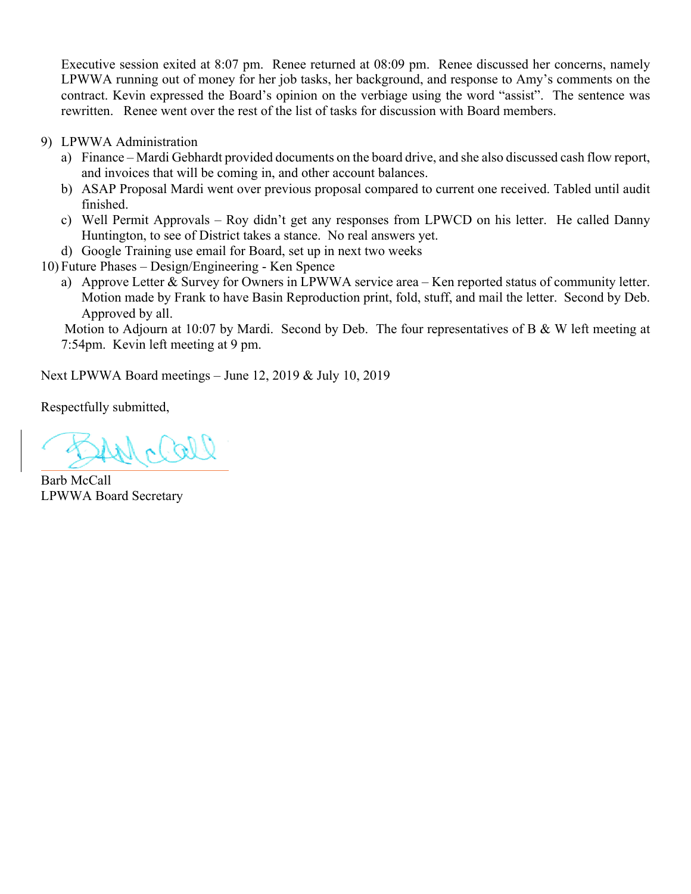Executive session exited at 8:07 pm. Renee returned at 08:09 pm. Renee discussed her concerns, namely LPWWA running out of money for her job tasks, her background, and response to Amy's comments on the contract. Kevin expressed the Board's opinion on the verbiage using the word "assist". The sentence was rewritten. Renee went over the rest of the list of tasks for discussion with Board members.

9) LPWWA Administration
   a) Finance – Mardi Gebhardt provided documents on the board drive, and she also discussed cash flow report, and invoices that will be coming in, and other account balances.
   b) ASAP Proposal Mardi went over previous proposal compared to current one received. Tabled until audit finished.
   c) Well Permit Approvals – Roy didn't get any responses from LPWCD on his letter. He called Danny Huntington, to see of District takes a stance. No real answers yet.
   d) Google Training use email for Board, set up in next two weeks
10) Future Phases – Design/Engineering - Ken Spence
   a) Approve Letter & Survey for Owners in LPWWA service area – Ken reported status of community letter. Motion made by Frank to have Basin Reproduction print, fold, stuff, and mail the letter. Second by Deb. Approved by all.

Motion to Adjourn at 10:07 by Mardi. Second by Deb. The four representatives of B & W left meeting at 7:54pm. Kevin left meeting at 9 pm.

Next LPWWA Board meetings – June 12, 2019 & July 10, 2019

Respectfully submitted,

Barb McCall
LPWWA Board Secretary